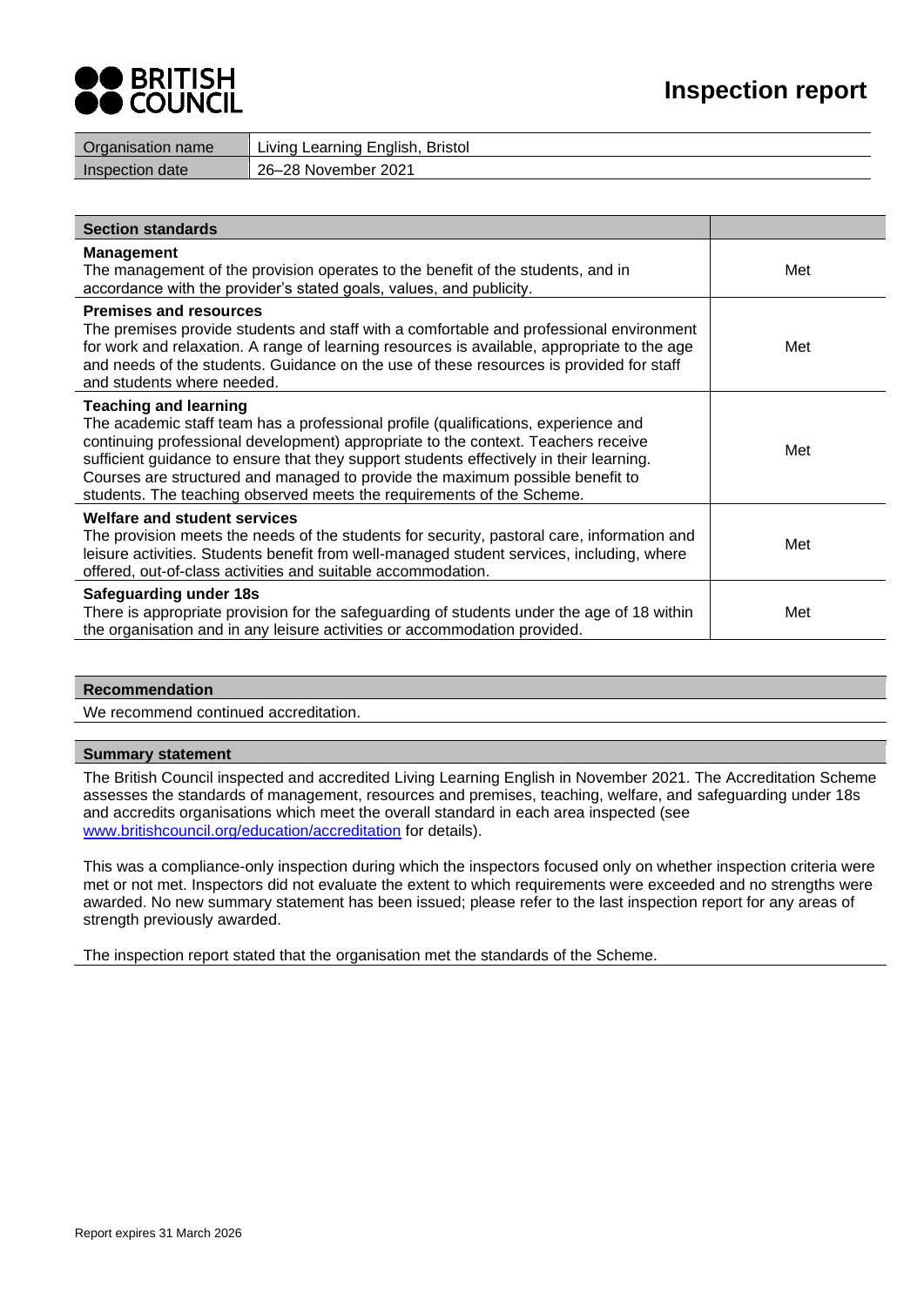# Inspection report

| Organisation name | Living Learning English, Bristol |
| --- | --- |
| Inspection date | 26–28 November 2021 |

| Section standards | |
| --- | --- |
| **Management**<br>The management of the provision operates to the benefit of the students, and in accordance with the provider's stated goals, values, and publicity. | Met |
| **Premises and resources**<br>The premises provide students and staff with a comfortable and professional environment for work and relaxation. A range of learning resources is available, appropriate to the age and needs of the students. Guidance on the use of these resources is provided for staff and students where needed. | Met |
| **Teaching and learning**<br>The academic staff team has a professional profile (qualifications, experience and continuing professional development) appropriate to the context. Teachers receive sufficient guidance to ensure that they support students effectively in their learning. Courses are structured and managed to provide the maximum possible benefit to students. The teaching observed meets the requirements of the Scheme. | Met |
| **Welfare and student services**<br>The provision meets the needs of the students for security, pastoral care, information and leisure activities. Students benefit from well-managed student services, including, where offered, out-of-class activities and suitable accommodation. | Met |
| **Safeguarding under 18s**<br>There is appropriate provision for the safeguarding of students under the age of 18 within the organisation and in any leisure activities or accommodation provided. | Met |

## Recommendation

We recommend continued accreditation.

## Summary statement

The British Council inspected and accredited Living Learning English in November 2021. The Accreditation Scheme assesses the standards of management, resources and premises, teaching, welfare, and safeguarding under 18s and accredits organisations which meet the overall standard in each area inspected (see www.britishcouncil.org/education/accreditation for details).

This was a compliance-only inspection during which the inspectors focused only on whether inspection criteria were met or not met. Inspectors did not evaluate the extent to which requirements were exceeded and no strengths were awarded. No new summary statement has been issued; please refer to the last inspection report for any areas of strength previously awarded.

The inspection report stated that the organisation met the standards of the Scheme.

Report expires 31 March 2026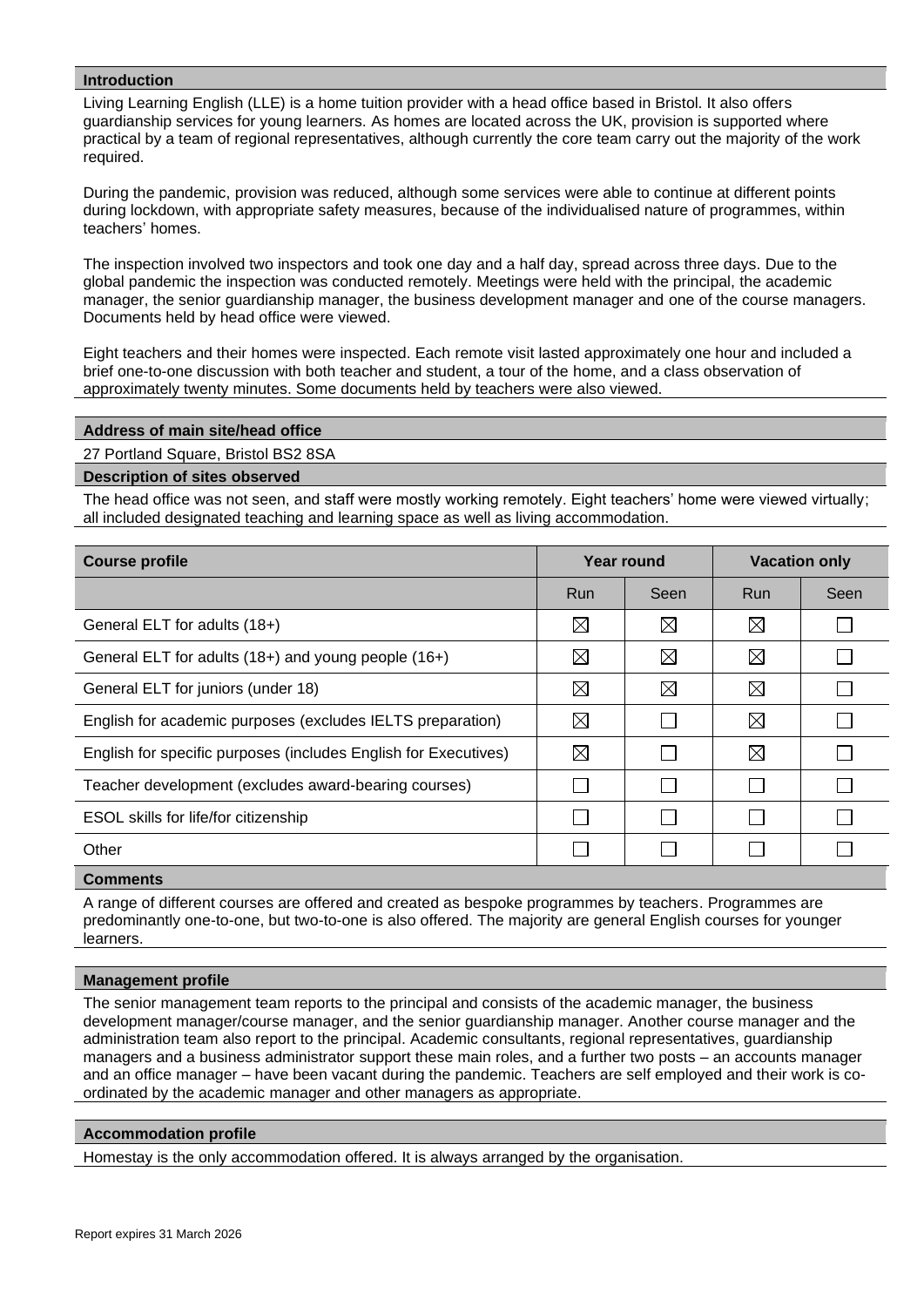## Introduction

Living Learning English (LLE) is a home tuition provider with a head office based in Bristol. It also offers guardianship services for young learners. As homes are located across the UK, provision is supported where practical by a team of regional representatives, although currently the core team carry out the majority of the work required.

During the pandemic, provision was reduced, although some services were able to continue at different points during lockdown, with appropriate safety measures, because of the individualised nature of programmes, within teachers' homes.

The inspection involved two inspectors and took one day and a half day, spread across three days. Due to the global pandemic the inspection was conducted remotely. Meetings were held with the principal, the academic manager, the senior guardianship manager, the business development manager and one of the course managers. Documents held by head office were viewed.

Eight teachers and their homes were inspected. Each remote visit lasted approximately one hour and included a brief one-to-one discussion with both teacher and student, a tour of the home, and a class observation of approximately twenty minutes. Some documents held by teachers were also viewed.

## Address of main site/head office

27 Portland Square, Bristol BS2 8SA

## Description of sites observed

The head office was not seen, and staff were mostly working remotely. Eight teachers' home were viewed virtually; all included designated teaching and learning space as well as living accommodation.

| Course profile | Year round | | Vacation only | |
|---|---|---|---|---|
| | Run | Seen | Run | Seen |
| General ELT for adults (18+) | ☒ | ☒ | ☒ | ☐ |
| General ELT for adults (18+) and young people (16+) | ☒ | ☒ | ☒ | ☐ |
| General ELT for juniors (under 18) | ☒ | ☒ | ☒ | ☐ |
| English for academic purposes (excludes IELTS preparation) | ☒ | ☐ | ☒ | ☐ |
| English for specific purposes (includes English for Executives) | ☒ | ☐ | ☒ | ☐ |
| Teacher development (excludes award-bearing courses) | ☐ | ☐ | ☐ | ☐ |
| ESOL skills for life/for citizenship | ☐ | ☐ | ☐ | ☐ |
| Other | ☐ | ☐ | ☐ | ☐ |

## Comments

A range of different courses are offered and created as bespoke programmes by teachers. Programmes are predominantly one-to-one, but two-to-one is also offered. The majority are general English courses for younger learners.

## Management profile

The senior management team reports to the principal and consists of the academic manager, the business development manager/course manager, and the senior guardianship manager. Another course manager and the administration team also report to the principal. Academic consultants, regional representatives, guardianship managers and a business administrator support these main roles, and a further two posts – an accounts manager and an office manager – have been vacant during the pandemic. Teachers are self employed and their work is co-ordinated by the academic manager and other managers as appropriate.

## Accommodation profile

Homestay is the only accommodation offered. It is always arranged by the organisation.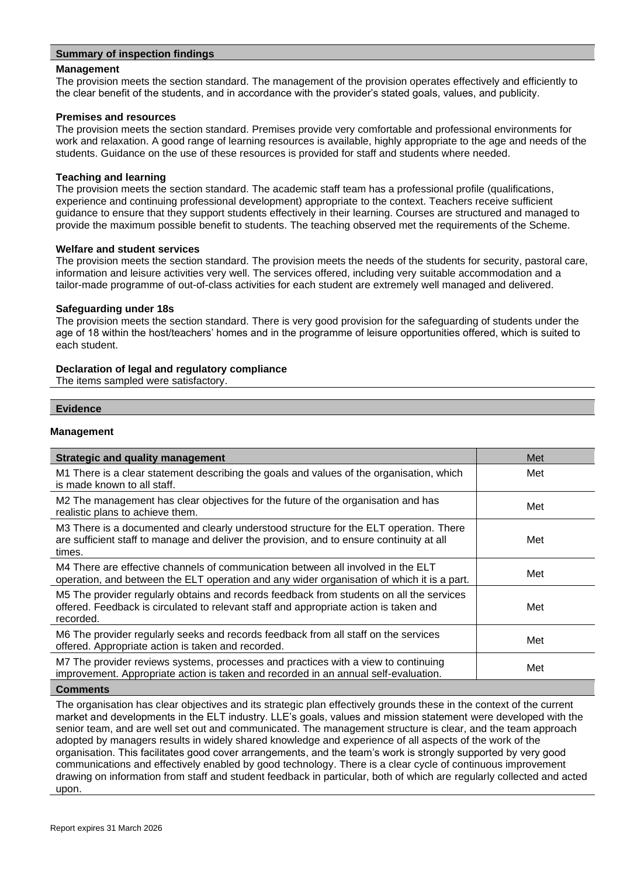## Summary of inspection findings

**Management**

The provision meets the section standard. The management of the provision operates effectively and efficiently to the clear benefit of the students, and in accordance with the provider's stated goals, values, and publicity.

**Premises and resources**

The provision meets the section standard. Premises provide very comfortable and professional environments for work and relaxation. A good range of learning resources is available, highly appropriate to the age and needs of the students. Guidance on the use of these resources is provided for staff and students where needed.

**Teaching and learning**

The provision meets the section standard. The academic staff team has a professional profile (qualifications, experience and continuing professional development) appropriate to the context. Teachers receive sufficient guidance to ensure that they support students effectively in their learning. Courses are structured and managed to provide the maximum possible benefit to students. The teaching observed met the requirements of the Scheme.

**Welfare and student services**

The provision meets the section standard. The provision meets the needs of the students for security, pastoral care, information and leisure activities very well. The services offered, including very suitable accommodation and a tailor-made programme of out-of-class activities for each student are extremely well managed and delivered.

**Safeguarding under 18s**

The provision meets the section standard. There is very good provision for the safeguarding of students under the age of 18 within the host/teachers' homes and in the programme of leisure opportunities offered, which is suited to each student.

**Declaration of legal and regulatory compliance**

The items sampled were satisfactory.

## Evidence

### Management

| Strategic and quality management | Met |
|---|---|
| M1 There is a clear statement describing the goals and values of the organisation, which is made known to all staff. | Met |
| M2 The management has clear objectives for the future of the organisation and has realistic plans to achieve them. | Met |
| M3 There is a documented and clearly understood structure for the ELT operation. There are sufficient staff to manage and deliver the provision, and to ensure continuity at all times. | Met |
| M4 There are effective channels of communication between all involved in the ELT operation, and between the ELT operation and any wider organisation of which it is a part. | Met |
| M5 The provider regularly obtains and records feedback from students on all the services offered. Feedback is circulated to relevant staff and appropriate action is taken and recorded. | Met |
| M6 The provider regularly seeks and records feedback from all staff on the services offered. Appropriate action is taken and recorded. | Met |
| M7 The provider reviews systems, processes and practices with a view to continuing improvement. Appropriate action is taken and recorded in an annual self-evaluation. | Met |

**Comments**

The organisation has clear objectives and its strategic plan effectively grounds these in the context of the current market and developments in the ELT industry. LLE's goals, values and mission statement were developed with the senior team, and are well set out and communicated. The management structure is clear, and the team approach adopted by managers results in widely shared knowledge and experience of all aspects of the work of the organisation. This facilitates good cover arrangements, and the team's work is strongly supported by very good communications and effectively enabled by good technology. There is a clear cycle of continuous improvement drawing on information from staff and student feedback in particular, both of which are regularly collected and acted upon.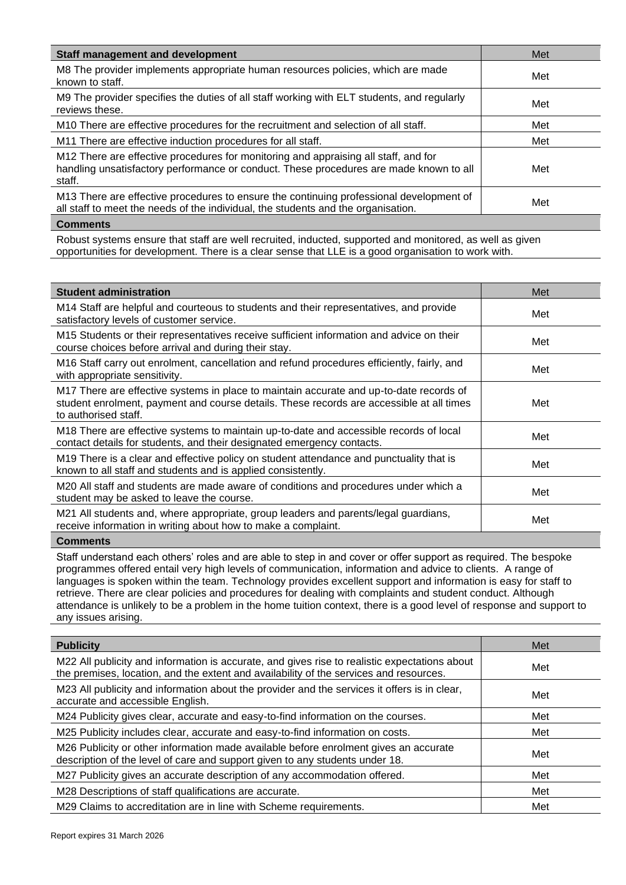| Staff management and development | Met |
|---|---|
| M8 The provider implements appropriate human resources policies, which are made known to staff. | Met |
| M9 The provider specifies the duties of all staff working with ELT students, and regularly reviews these. | Met |
| M10 There are effective procedures for the recruitment and selection of all staff. | Met |
| M11 There are effective induction procedures for all staff. | Met |
| M12 There are effective procedures for monitoring and appraising all staff, and for handling unsatisfactory performance or conduct. These procedures are made known to all staff. | Met |
| M13 There are effective procedures to ensure the continuing professional development of all staff to meet the needs of the individual, the students and the organisation. | Met |

**Comments**

Robust systems ensure that staff are well recruited, inducted, supported and monitored, as well as given opportunities for development. There is a clear sense that LLE is a good organisation to work with.

| Student administration | Met |
|---|---|
| M14 Staff are helpful and courteous to students and their representatives, and provide satisfactory levels of customer service. | Met |
| M15 Students or their representatives receive sufficient information and advice on their course choices before arrival and during their stay. | Met |
| M16 Staff carry out enrolment, cancellation and refund procedures efficiently, fairly, and with appropriate sensitivity. | Met |
| M17 There are effective systems in place to maintain accurate and up-to-date records of student enrolment, payment and course details. These records are accessible at all times to authorised staff. | Met |
| M18 There are effective systems to maintain up-to-date and accessible records of local contact details for students, and their designated emergency contacts. | Met |
| M19 There is a clear and effective policy on student attendance and punctuality that is known to all staff and students and is applied consistently. | Met |
| M20 All staff and students are made aware of conditions and procedures under which a student may be asked to leave the course. | Met |
| M21 All students and, where appropriate, group leaders and parents/legal guardians, receive information in writing about how to make a complaint. | Met |

**Comments**

Staff understand each others' roles and are able to step in and cover or offer support as required. The bespoke programmes offered entail very high levels of communication, information and advice to clients. A range of languages is spoken within the team. Technology provides excellent support and information is easy for staff to retrieve. There are clear policies and procedures for dealing with complaints and student conduct. Although attendance is unlikely to be a problem in the home tuition context, there is a good level of response and support to any issues arising.

| Publicity | Met |
|---|---|
| M22 All publicity and information is accurate, and gives rise to realistic expectations about the premises, location, and the extent and availability of the services and resources. | Met |
| M23 All publicity and information about the provider and the services it offers is in clear, accurate and accessible English. | Met |
| M24 Publicity gives clear, accurate and easy-to-find information on the courses. | Met |
| M25 Publicity includes clear, accurate and easy-to-find information on costs. | Met |
| M26 Publicity or other information made available before enrolment gives an accurate description of the level of care and support given to any students under 18. | Met |
| M27 Publicity gives an accurate description of any accommodation offered. | Met |
| M28 Descriptions of staff qualifications are accurate. | Met |
| M29 Claims to accreditation are in line with Scheme requirements. | Met |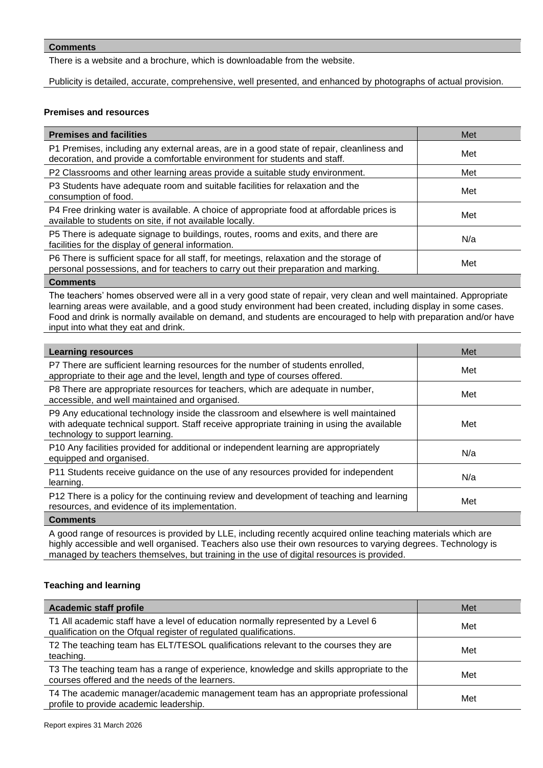| Comments |
|---|
| There is a website and a brochure, which is downloadable from the website.<br><br>Publicity is detailed, accurate, comprehensive, well presented, and enhanced by photographs of actual provision. |

### Premises and resources

| Premises and facilities | Met |
|---|---|
| P1 Premises, including any external areas, are in a good state of repair, cleanliness and decoration, and provide a comfortable environment for students and staff. | Met |
| P2 Classrooms and other learning areas provide a suitable study environment. | Met |
| P3 Students have adequate room and suitable facilities for relaxation and the consumption of food. | Met |
| P4 Free drinking water is available. A choice of appropriate food at affordable prices is available to students on site, if not available locally. | Met |
| P5 There is adequate signage to buildings, routes, rooms and exits, and there are facilities for the display of general information. | N/a |
| P6 There is sufficient space for all staff, for meetings, relaxation and the storage of personal possessions, and for teachers to carry out their preparation and marking. | Met |

| Comments |
|---|
| The teachers' homes observed were all in a very good state of repair, very clean and well maintained. Appropriate learning areas were available, and a good study environment had been created, including display in some cases. Food and drink is normally available on demand, and students are encouraged to help with preparation and/or have input into what they eat and drink. |

| Learning resources | Met |
|---|---|
| P7 There are sufficient learning resources for the number of students enrolled, appropriate to their age and the level, length and type of courses offered. | Met |
| P8 There are appropriate resources for teachers, which are adequate in number, accessible, and well maintained and organised. | Met |
| P9 Any educational technology inside the classroom and elsewhere is well maintained with adequate technical support. Staff receive appropriate training in using the available technology to support learning. | Met |
| P10 Any facilities provided for additional or independent learning are appropriately equipped and organised. | N/a |
| P11 Students receive guidance on the use of any resources provided for independent learning. | N/a |
| P12 There is a policy for the continuing review and development of teaching and learning resources, and evidence of its implementation. | Met |

| Comments |
|---|
| A good range of resources is provided by LLE, including recently acquired online teaching materials which are highly accessible and well organised. Teachers also use their own resources to varying degrees. Technology is managed by teachers themselves, but training in the use of digital resources is provided. |

### Teaching and learning

| Academic staff profile | Met |
|---|---|
| T1 All academic staff have a level of education normally represented by a Level 6 qualification on the Ofqual register of regulated qualifications. | Met |
| T2 The teaching team has ELT/TESOL qualifications relevant to the courses they are teaching. | Met |
| T3 The teaching team has a range of experience, knowledge and skills appropriate to the courses offered and the needs of the learners. | Met |
| T4 The academic manager/academic management team has an appropriate professional profile to provide academic leadership. | Met |

Report expires 31 March 2026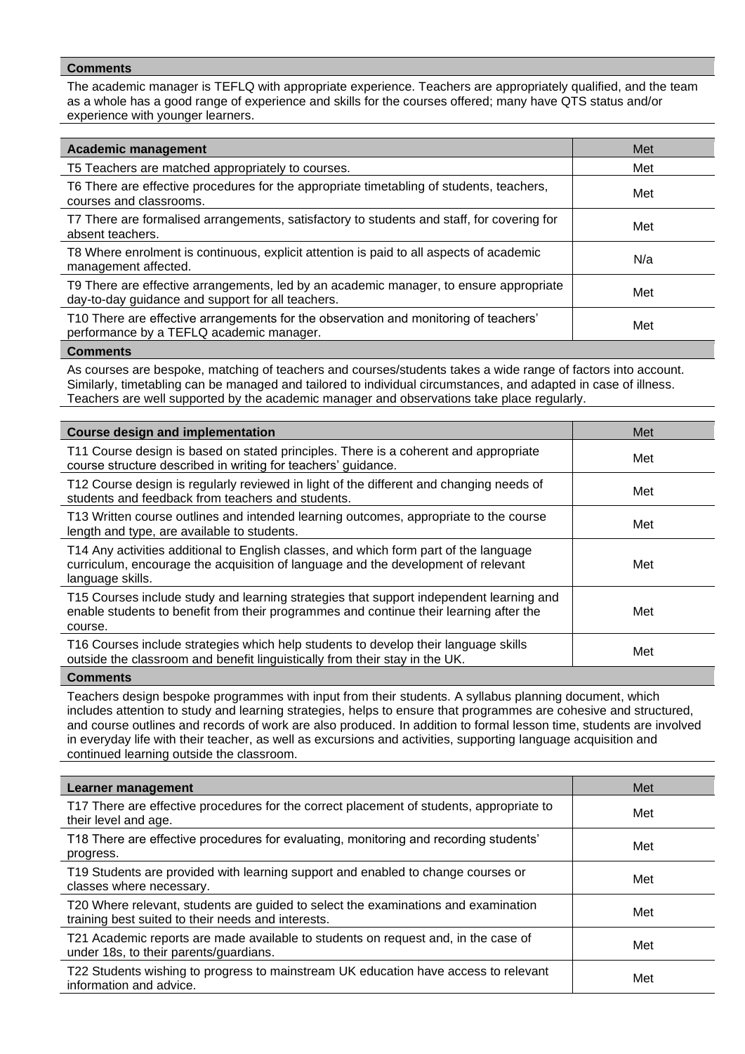**Comments**

The academic manager is TEFLQ with appropriate experience. Teachers are appropriately qualified, and the team as a whole has a good range of experience and skills for the courses offered; many have QTS status and/or experience with younger learners.

| Academic management | Met |
| --- | --- |
| T5 Teachers are matched appropriately to courses. | Met |
| T6 There are effective procedures for the appropriate timetabling of students, teachers, courses and classrooms. | Met |
| T7 There are formalised arrangements, satisfactory to students and staff, for covering for absent teachers. | Met |
| T8 Where enrolment is continuous, explicit attention is paid to all aspects of academic management affected. | N/a |
| T9 There are effective arrangements, led by an academic manager, to ensure appropriate day-to-day guidance and support for all teachers. | Met |
| T10 There are effective arrangements for the observation and monitoring of teachers' performance by a TEFLQ academic manager. | Met |

**Comments**

As courses are bespoke, matching of teachers and courses/students takes a wide range of factors into account. Similarly, timetabling can be managed and tailored to individual circumstances, and adapted in case of illness. Teachers are well supported by the academic manager and observations take place regularly.

| Course design and implementation | Met |
| --- | --- |
| T11 Course design is based on stated principles. There is a coherent and appropriate course structure described in writing for teachers' guidance. | Met |
| T12 Course design is regularly reviewed in light of the different and changing needs of students and feedback from teachers and students. | Met |
| T13 Written course outlines and intended learning outcomes, appropriate to the course length and type, are available to students. | Met |
| T14 Any activities additional to English classes, and which form part of the language curriculum, encourage the acquisition of language and the development of relevant language skills. | Met |
| T15 Courses include study and learning strategies that support independent learning and enable students to benefit from their programmes and continue their learning after the course. | Met |
| T16 Courses include strategies which help students to develop their language skills outside the classroom and benefit linguistically from their stay in the UK. | Met |

**Comments**

Teachers design bespoke programmes with input from their students. A syllabus planning document, which includes attention to study and learning strategies, helps to ensure that programmes are cohesive and structured, and course outlines and records of work are also produced. In addition to formal lesson time, students are involved in everyday life with their teacher, as well as excursions and activities, supporting language acquisition and continued learning outside the classroom.

| Learner management | Met |
| --- | --- |
| T17 There are effective procedures for the correct placement of students, appropriate to their level and age. | Met |
| T18 There are effective procedures for evaluating, monitoring and recording students' progress. | Met |
| T19 Students are provided with learning support and enabled to change courses or classes where necessary. | Met |
| T20 Where relevant, students are guided to select the examinations and examination training best suited to their needs and interests. | Met |
| T21 Academic reports are made available to students on request and, in the case of under 18s, to their parents/guardians. | Met |
| T22 Students wishing to progress to mainstream UK education have access to relevant information and advice. | Met |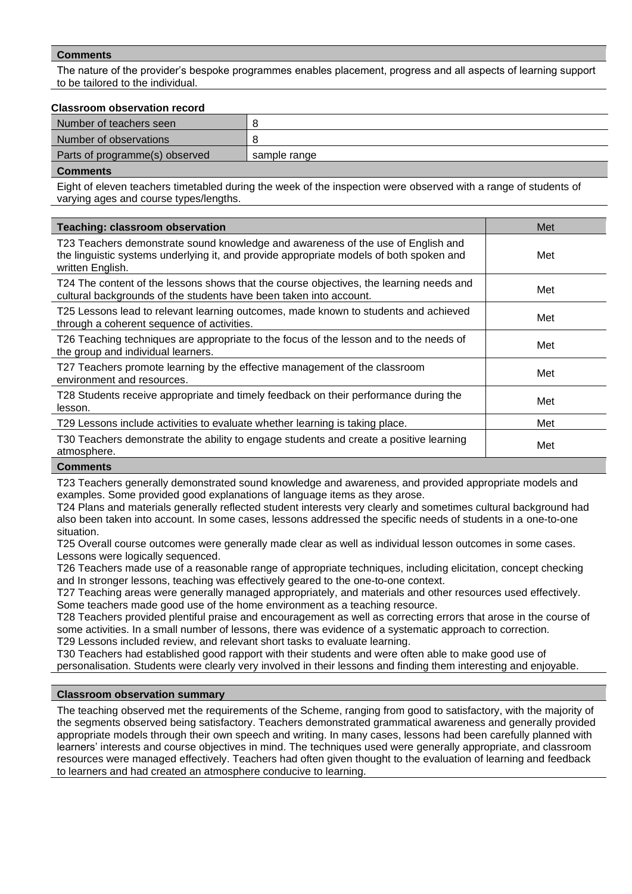**Comments**

The nature of the provider's bespoke programmes enables placement, progress and all aspects of learning support to be tailored to the individual.

**Classroom observation record**

| | |
|---|---|
| Number of teachers seen | 8 |
| Number of observations | 8 |
| Parts of programme(s) observed | sample range |

**Comments**

Eight of eleven teachers timetabled during the week of the inspection were observed with a range of students of varying ages and course types/lengths.

| Teaching: classroom observation | Met |
|---|---|
| T23 Teachers demonstrate sound knowledge and awareness of the use of English and the linguistic systems underlying it, and provide appropriate models of both spoken and written English. | Met |
| T24 The content of the lessons shows that the course objectives, the learning needs and cultural backgrounds of the students have been taken into account. | Met |
| T25 Lessons lead to relevant learning outcomes, made known to students and achieved through a coherent sequence of activities. | Met |
| T26 Teaching techniques are appropriate to the focus of the lesson and to the needs of the group and individual learners. | Met |
| T27 Teachers promote learning by the effective management of the classroom environment and resources. | Met |
| T28 Students receive appropriate and timely feedback on their performance during the lesson. | Met |
| T29 Lessons include activities to evaluate whether learning is taking place. | Met |
| T30 Teachers demonstrate the ability to engage students and create a positive learning atmosphere. | Met |

**Comments**

T23 Teachers generally demonstrated sound knowledge and awareness, and provided appropriate models and examples. Some provided good explanations of language items as they arose.
T24 Plans and materials generally reflected student interests very clearly and sometimes cultural background had also been taken into account. In some cases, lessons addressed the specific needs of students in a one-to-one situation.
T25 Overall course outcomes were generally made clear as well as individual lesson outcomes in some cases. Lessons were logically sequenced.
T26 Teachers made use of a reasonable range of appropriate techniques, including elicitation, concept checking and In stronger lessons, teaching was effectively geared to the one-to-one context.
T27 Teaching areas were generally managed appropriately, and materials and other resources used effectively. Some teachers made good use of the home environment as a teaching resource.
T28 Teachers provided plentiful praise and encouragement as well as correcting errors that arose in the course of some activities. In a small number of lessons, there was evidence of a systematic approach to correction.
T29 Lessons included review, and relevant short tasks to evaluate learning.
T30 Teachers had established good rapport with their students and were often able to make good use of personalisation. Students were clearly very involved in their lessons and finding them interesting and enjoyable.

**Classroom observation summary**

The teaching observed met the requirements of the Scheme, ranging from good to satisfactory, with the majority of the segments observed being satisfactory. Teachers demonstrated grammatical awareness and generally provided appropriate models through their own speech and writing. In many cases, lessons had been carefully planned with learners' interests and course objectives in mind. The techniques used were generally appropriate, and classroom resources were managed effectively. Teachers had often given thought to the evaluation of learning and feedback to learners and had created an atmosphere conducive to learning.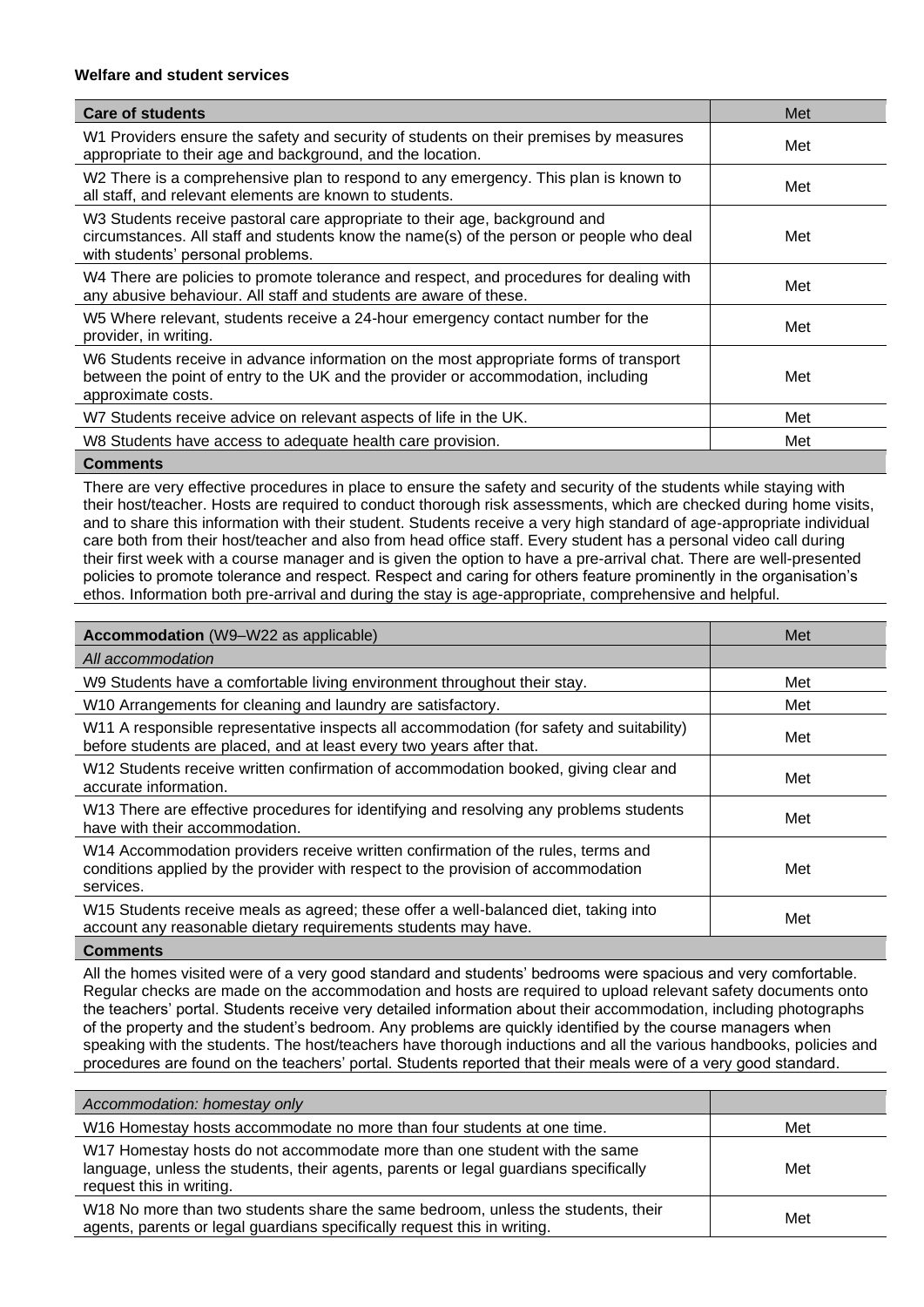**Welfare and student services**

| Care of students | Met |
|---|---|
| W1 Providers ensure the safety and security of students on their premises by measures appropriate to their age and background, and the location. | Met |
| W2 There is a comprehensive plan to respond to any emergency. This plan is known to all staff, and relevant elements are known to students. | Met |
| W3 Students receive pastoral care appropriate to their age, background and circumstances. All staff and students know the name(s) of the person or people who deal with students' personal problems. | Met |
| W4 There are policies to promote tolerance and respect, and procedures for dealing with any abusive behaviour. All staff and students are aware of these. | Met |
| W5 Where relevant, students receive a 24-hour emergency contact number for the provider, in writing. | Met |
| W6 Students receive in advance information on the most appropriate forms of transport between the point of entry to the UK and the provider or accommodation, including approximate costs. | Met |
| W7 Students receive advice on relevant aspects of life in the UK. | Met |
| W8 Students have access to adequate health care provision. | Met |

**Comments**

There are very effective procedures in place to ensure the safety and security of the students while staying with their host/teacher. Hosts are required to conduct thorough risk assessments, which are checked during home visits, and to share this information with their student. Students receive a very high standard of age-appropriate individual care both from their host/teacher and also from head office staff. Every student has a personal video call during their first week with a course manager and is given the option to have a pre-arrival chat. There are well-presented policies to promote tolerance and respect. Respect and caring for others feature prominently in the organisation's ethos. Information both pre-arrival and during the stay is age-appropriate, comprehensive and helpful.

| Accommodation (W9–W22 as applicable) | Met |
|---|---|
| *All accommodation* | |
| W9 Students have a comfortable living environment throughout their stay. | Met |
| W10 Arrangements for cleaning and laundry are satisfactory. | Met |
| W11 A responsible representative inspects all accommodation (for safety and suitability) before students are placed, and at least every two years after that. | Met |
| W12 Students receive written confirmation of accommodation booked, giving clear and accurate information. | Met |
| W13 There are effective procedures for identifying and resolving any problems students have with their accommodation. | Met |
| W14 Accommodation providers receive written confirmation of the rules, terms and conditions applied by the provider with respect to the provision of accommodation services. | Met |
| W15 Students receive meals as agreed; these offer a well-balanced diet, taking into account any reasonable dietary requirements students may have. | Met |

**Comments**

All the homes visited were of a very good standard and students' bedrooms were spacious and very comfortable. Regular checks are made on the accommodation and hosts are required to upload relevant safety documents onto the teachers' portal. Students receive very detailed information about their accommodation, including photographs of the property and the student's bedroom. Any problems are quickly identified by the course managers when speaking with the students. The host/teachers have thorough inductions and all the various handbooks, policies and procedures are found on the teachers' portal. Students reported that their meals were of a very good standard.

| *Accommodation: homestay only* | |
|---|---|
| W16 Homestay hosts accommodate no more than four students at one time. | Met |
| W17 Homestay hosts do not accommodate more than one student with the same language, unless the students, their agents, parents or legal guardians specifically request this in writing. | Met |
| W18 No more than two students share the same bedroom, unless the students, their agents, parents or legal guardians specifically request this in writing. | Met |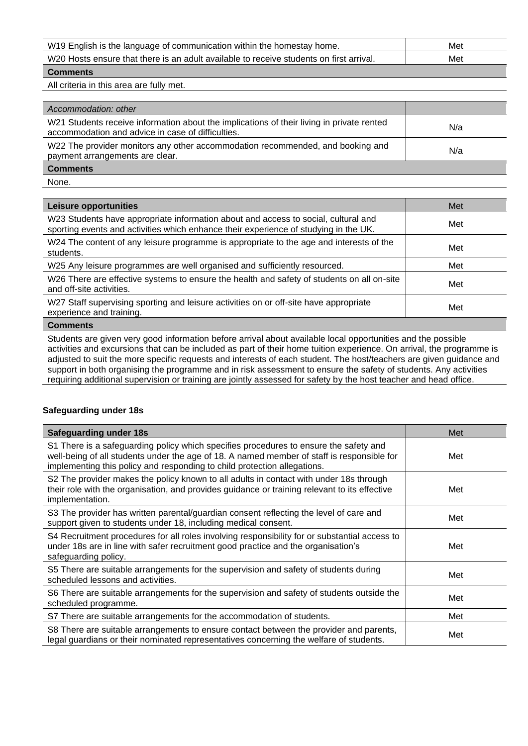| | |
|---|---|
| W19 English is the language of communication within the homestay home. | Met |
| W20 Hosts ensure that there is an adult available to receive students on first arrival. | Met |
| **Comments** | |
| All criteria in this area are fully met. | |

| *Accommodation: other* | |
|---|---|
| W21 Students receive information about the implications of their living in private rented accommodation and advice in case of difficulties. | N/a |
| W22 The provider monitors any other accommodation recommended, and booking and payment arrangements are clear. | N/a |
| **Comments** | |
| None. | |

| **Leisure opportunities** | Met |
|---|---|
| W23 Students have appropriate information about and access to social, cultural and sporting events and activities which enhance their experience of studying in the UK. | Met |
| W24 The content of any leisure programme is appropriate to the age and interests of the students. | Met |
| W25 Any leisure programmes are well organised and sufficiently resourced. | Met |
| W26 There are effective systems to ensure the health and safety of students on all on-site and off-site activities. | Met |
| W27 Staff supervising sporting and leisure activities on or off-site have appropriate experience and training. | Met |
| **Comments** | |
| Students are given very good information before arrival about available local opportunities and the possible activities and excursions that can be included as part of their home tuition experience. On arrival, the programme is adjusted to suit the more specific requests and interests of each student. The host/teachers are given guidance and support in both organising the programme and in risk assessment to ensure the safety of students. Any activities requiring additional supervision or training are jointly assessed for safety by the host teacher and head office. | |

### Safeguarding under 18s

| **Safeguarding under 18s** | Met |
|---|---|
| S1 There is a safeguarding policy which specifies procedures to ensure the safety and well-being of all students under the age of 18. A named member of staff is responsible for implementing this policy and responding to child protection allegations. | Met |
| S2 The provider makes the policy known to all adults in contact with under 18s through their role with the organisation, and provides guidance or training relevant to its effective implementation. | Met |
| S3 The provider has written parental/guardian consent reflecting the level of care and support given to students under 18, including medical consent. | Met |
| S4 Recruitment procedures for all roles involving responsibility for or substantial access to under 18s are in line with safer recruitment good practice and the organisation's safeguarding policy. | Met |
| S5 There are suitable arrangements for the supervision and safety of students during scheduled lessons and activities. | Met |
| S6 There are suitable arrangements for the supervision and safety of students outside the scheduled programme. | Met |
| S7 There are suitable arrangements for the accommodation of students. | Met |
| S8 There are suitable arrangements to ensure contact between the provider and parents, legal guardians or their nominated representatives concerning the welfare of students. | Met |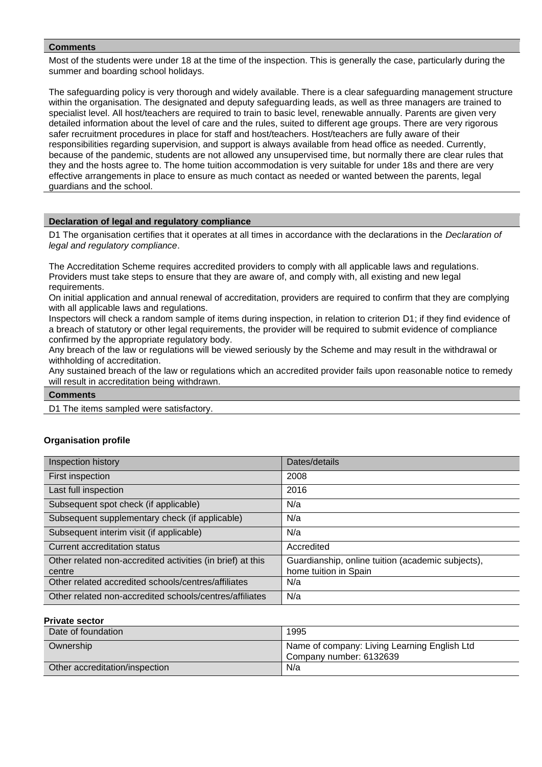**Comments**

Most of the students were under 18 at the time of the inspection. This is generally the case, particularly during the summer and boarding school holidays.

The safeguarding policy is very thorough and widely available. There is a clear safeguarding management structure within the organisation. The designated and deputy safeguarding leads, as well as three managers are trained to specialist level. All host/teachers are required to train to basic level, renewable annually. Parents are given very detailed information about the level of care and the rules, suited to different age groups. There are very rigorous safer recruitment procedures in place for staff and host/teachers. Host/teachers are fully aware of their responsibilities regarding supervision, and support is always available from head office as needed. Currently, because of the pandemic, students are not allowed any unsupervised time, but normally there are clear rules that they and the hosts agree to. The home tuition accommodation is very suitable for under 18s and there are very effective arrangements in place to ensure as much contact as needed or wanted between the parents, legal guardians and the school.

**Declaration of legal and regulatory compliance**

D1 The organisation certifies that it operates at all times in accordance with the declarations in the *Declaration of legal and regulatory compliance*.

The Accreditation Scheme requires accredited providers to comply with all applicable laws and regulations. Providers must take steps to ensure that they are aware of, and comply with, all existing and new legal requirements.
On initial application and annual renewal of accreditation, providers are required to confirm that they are complying with all applicable laws and regulations.
Inspectors will check a random sample of items during inspection, in relation to criterion D1; if they find evidence of a breach of statutory or other legal requirements, the provider will be required to submit evidence of compliance confirmed by the appropriate regulatory body.
Any breach of the law or regulations will be viewed seriously by the Scheme and may result in the withdrawal or withholding of accreditation.
Any sustained breach of the law or regulations which an accredited provider fails upon reasonable notice to remedy will result in accreditation being withdrawn.

**Comments**

D1 The items sampled were satisfactory.

**Organisation profile**

| Inspection history | Dates/details |
|---|---|
| First inspection | 2008 |
| Last full inspection | 2016 |
| Subsequent spot check (if applicable) | N/a |
| Subsequent supplementary check (if applicable) | N/a |
| Subsequent interim visit (if applicable) | N/a |
| Current accreditation status | Accredited |
| Other related non-accredited activities (in brief) at this centre | Guardianship, online tuition (academic subjects), home tuition in Spain |
| Other related accredited schools/centres/affiliates | N/a |
| Other related non-accredited schools/centres/affiliates | N/a |

**Private sector**

| | |
|---|---|
| Date of foundation | 1995 |
| Ownership | Name of company: Living Learning English Ltd<br>Company number: 6132639 |
| Other accreditation/inspection | N/a |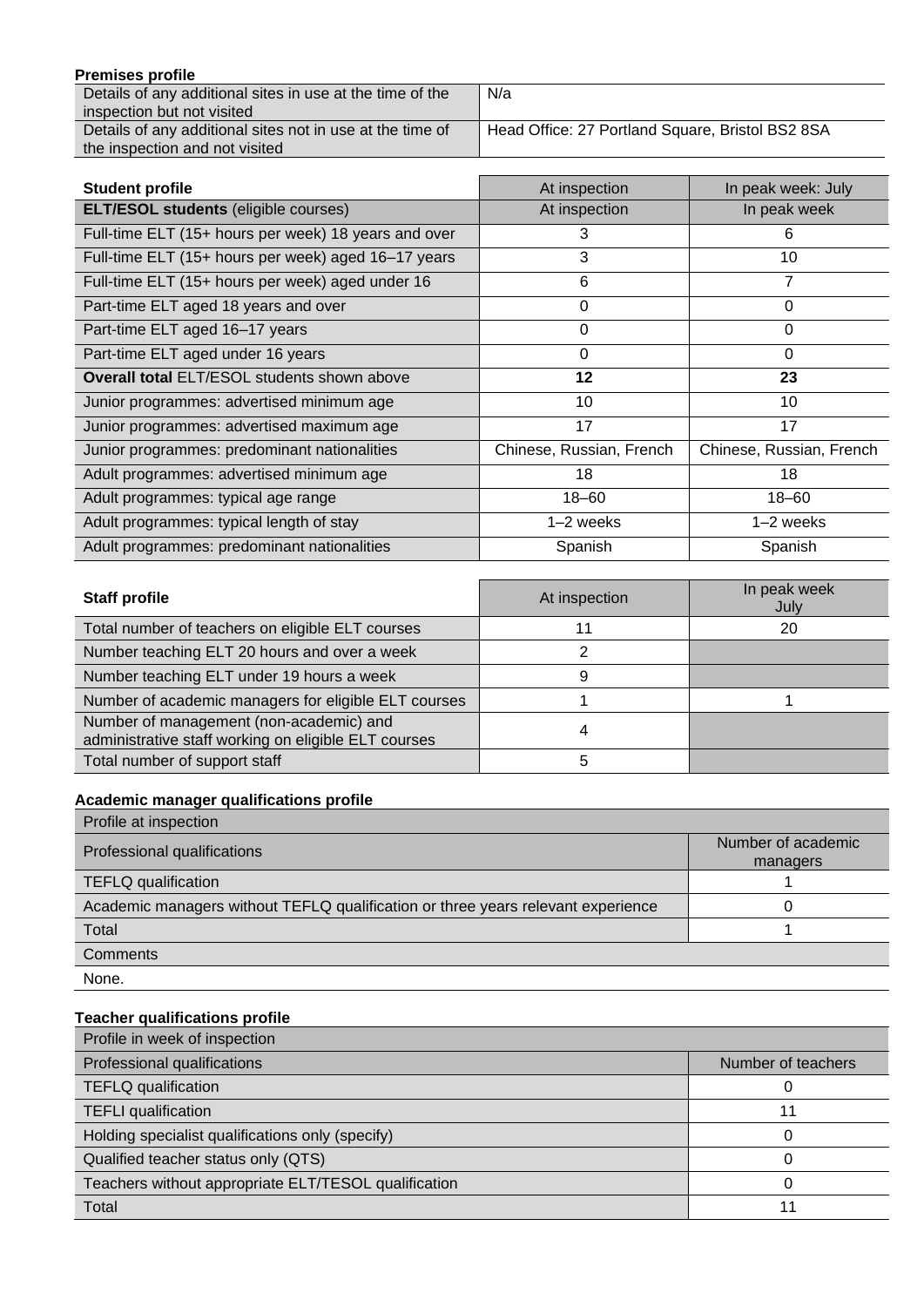**Premises profile**

| | |
|---|---|
| Details of any additional sites in use at the time of the inspection but not visited | N/a |
| Details of any additional sites not in use at the time of the inspection and not visited | Head Office: 27 Portland Square, Bristol BS2 8SA |

| **Student profile** | At inspection | In peak week: July |
|---|---|---|
| **ELT/ESOL students** (eligible courses) | At inspection | In peak week |
| Full-time ELT (15+ hours per week) 18 years and over | 3 | 6 |
| Full-time ELT (15+ hours per week) aged 16–17 years | 3 | 10 |
| Full-time ELT (15+ hours per week) aged under 16 | 6 | 7 |
| Part-time ELT aged 18 years and over | 0 | 0 |
| Part-time ELT aged 16–17 years | 0 | 0 |
| Part-time ELT aged under 16 years | 0 | 0 |
| **Overall total** ELT/ESOL students shown above | **12** | **23** |
| Junior programmes: advertised minimum age | 10 | 10 |
| Junior programmes: advertised maximum age | 17 | 17 |
| Junior programmes: predominant nationalities | Chinese, Russian, French | Chinese, Russian, French |
| Adult programmes: advertised minimum age | 18 | 18 |
| Adult programmes: typical age range | 18–60 | 18–60 |
| Adult programmes: typical length of stay | 1–2 weeks | 1–2 weeks |
| Adult programmes: predominant nationalities | Spanish | Spanish |

| **Staff profile** | At inspection | In peak week July |
|---|---|---|
| Total number of teachers on eligible ELT courses | 11 | 20 |
| Number teaching ELT 20 hours and over a week | 2 | |
| Number teaching ELT under 19 hours a week | 9 | |
| Number of academic managers for eligible ELT courses | 1 | 1 |
| Number of management (non-academic) and administrative staff working on eligible ELT courses | 4 | |
| Total number of support staff | 5 | |

**Academic manager qualifications profile**

| Profile at inspection | |
|---|---|
| Professional qualifications | Number of academic managers |
| TEFLQ qualification | 1 |
| Academic managers without TEFLQ qualification or three years relevant experience | 0 |
| Total | 1 |
| Comments | |
| None. | |

**Teacher qualifications profile**

| Profile in week of inspection | |
|---|---|
| Professional qualifications | Number of teachers |
| TEFLQ qualification | 0 |
| TEFLI qualification | 11 |
| Holding specialist qualifications only (specify) | 0 |
| Qualified teacher status only (QTS) | 0 |
| Teachers without appropriate ELT/TESOL qualification | 0 |
| Total | 11 |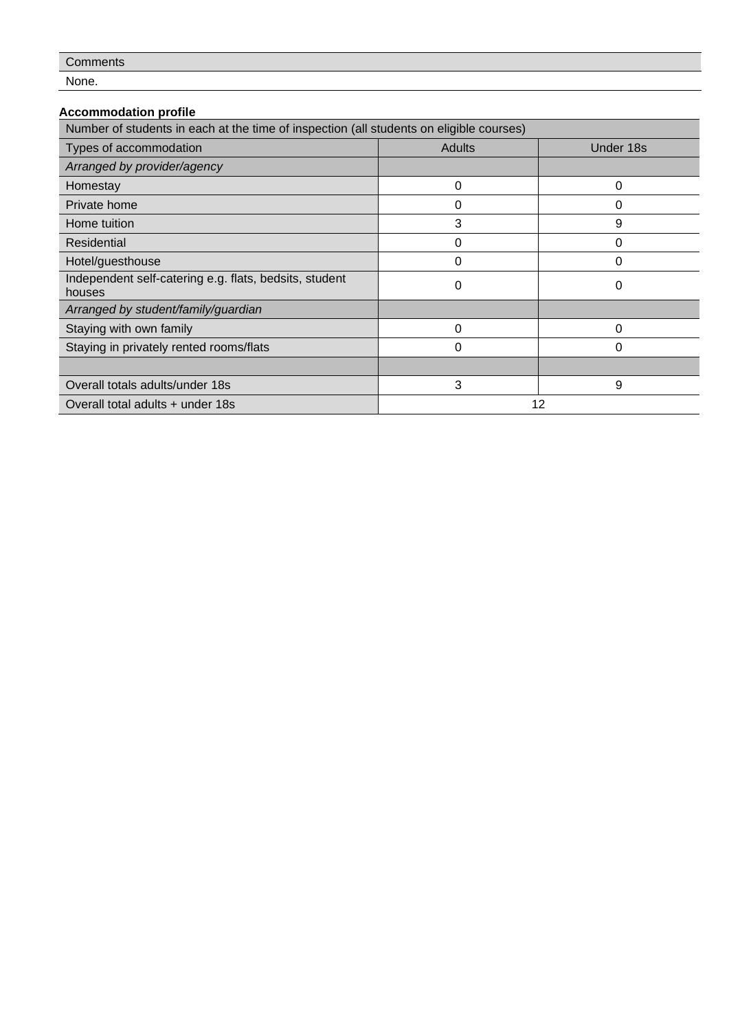| Comments |
| --- |
| None. |

**Accommodation profile**

| Number of students in each at the time of inspection (all students on eligible courses) | | |
| --- | --- | --- |
| Types of accommodation | Adults | Under 18s |
| *Arranged by provider/agency* | | |
| Homestay | 0 | 0 |
| Private home | 0 | 0 |
| Home tuition | 3 | 9 |
| Residential | 0 | 0 |
| Hotel/guesthouse | 0 | 0 |
| Independent self-catering e.g. flats, bedsits, student houses | 0 | 0 |
| *Arranged by student/family/guardian* | | |
| Staying with own family | 0 | 0 |
| Staying in privately rented rooms/flats | 0 | 0 |
| | | |
| Overall totals adults/under 18s | 3 | 9 |
| Overall total adults + under 18s | 12 | |